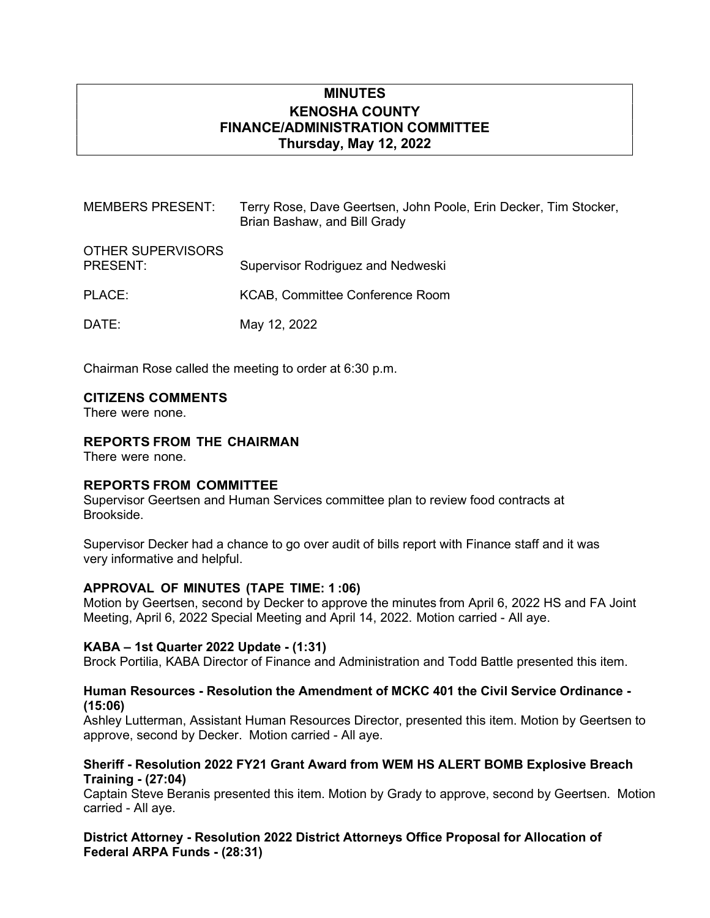# MINUTES
## KENOSHA COUNTY
## FINANCE/ADMINISTRATION COMMITTEE
## Thursday, May 12, 2022

| | |
|---|---|
| MEMBERS PRESENT: | Terry Rose, Dave Geertsen, John Poole, Erin Decker, Tim Stocker, Brian Bashaw, and Bill Grady |
| OTHER SUPERVISORS PRESENT: | Supervisor Rodriguez and Nedweski |
| PLACE: | KCAB, Committee Conference Room |
| DATE: | May 12, 2022 |

Chairman Rose called the meeting to order at 6:30 p.m.

**CITIZENS COMMENTS**
There were none.

**REPORTS FROM THE CHAIRMAN**
There were none.

**REPORTS FROM COMMITTEE**
Supervisor Geertsen and Human Services committee plan to review food contracts at Brookside.

Supervisor Decker had a chance to go over audit of bills report with Finance staff and it was very informative and helpful.

**APPROVAL OF MINUTES (TAPE TIME: 1 :06)**
Motion by Geertsen, second by Decker to approve the minutes from April 6, 2022 HS and FA Joint Meeting, April 6, 2022 Special Meeting and April 14, 2022. Motion carried - All aye.

**KABA – 1st Quarter 2022 Update - (1:31)**
Brock Portilia, KABA Director of Finance and Administration and Todd Battle presented this item.

**Human Resources - Resolution the Amendment of MCKC 401 the Civil Service Ordinance - (15:06)**
Ashley Lutterman, Assistant Human Resources Director, presented this item. Motion by Geertsen to approve, second by Decker. Motion carried - All aye.

**Sheriff - Resolution 2022 FY21 Grant Award from WEM HS ALERT BOMB Explosive Breach Training - (27:04)**
Captain Steve Beranis presented this item. Motion by Grady to approve, second by Geertsen. Motion carried - All aye.

**District Attorney - Resolution 2022 District Attorneys Office Proposal for Allocation of Federal ARPA Funds - (28:31)**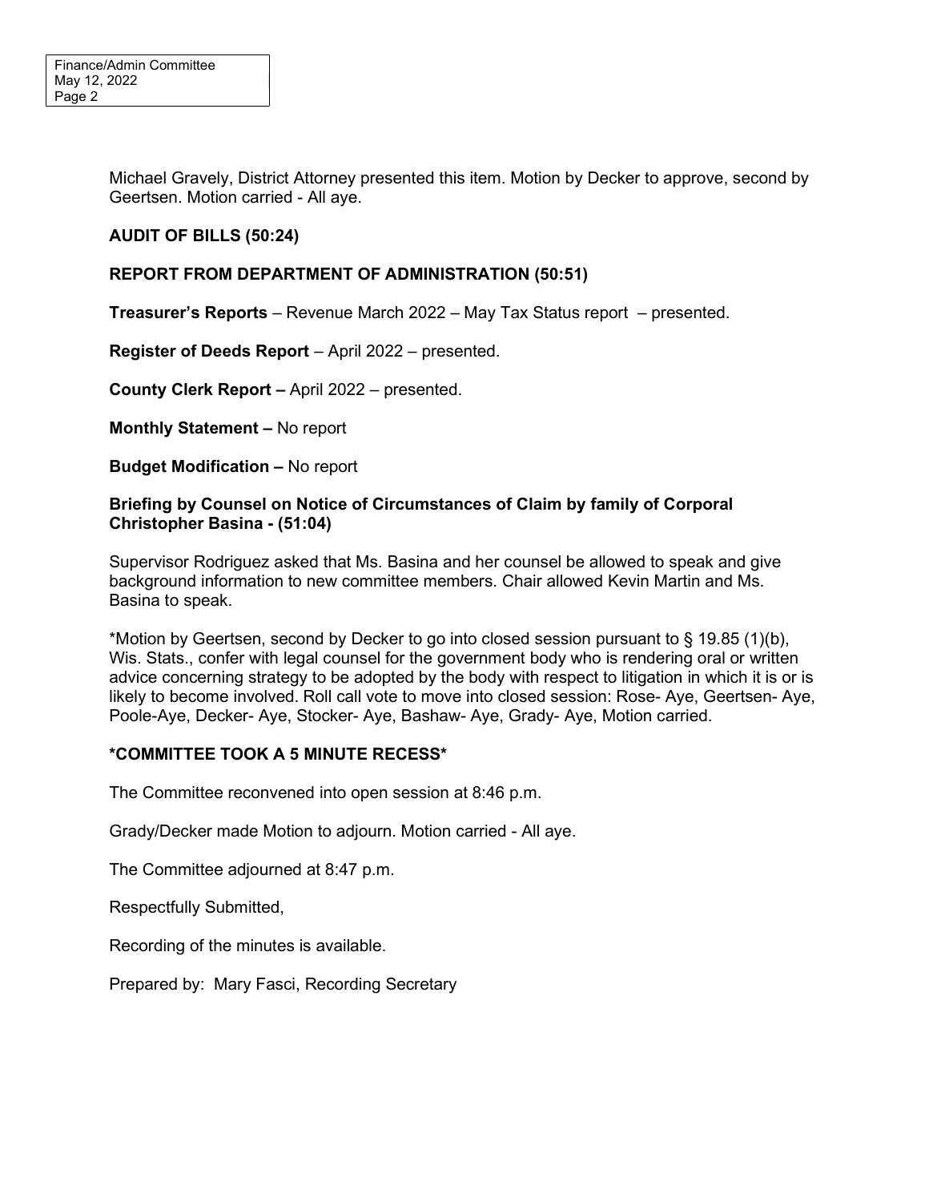Michael Gravely, District Attorney presented this item. Motion by Decker to approve, second by Geertsen. Motion carried - All aye.

**AUDIT OF BILLS (50:24)**

**REPORT FROM DEPARTMENT OF ADMINISTRATION (50:51)**

**Treasurer's Reports** – Revenue March 2022 – May Tax Status report – presented.

**Register of Deeds Report** – April 2022 – presented.

**County Clerk Report –** April 2022 – presented.

**Monthly Statement –** No report

**Budget Modification –** No report

**Briefing by Counsel on Notice of Circumstances of Claim by family of Corporal Christopher Basina - (51:04)**

Supervisor Rodriguez asked that Ms. Basina and her counsel be allowed to speak and give background information to new committee members. Chair allowed Kevin Martin and Ms. Basina to speak.

*Motion by Geertsen, second by Decker to go into closed session pursuant to § 19.85 (1)(b), Wis. Stats., confer with legal counsel for the government body who is rendering oral or written advice concerning strategy to be adopted by the body with respect to litigation in which it is or is likely to become involved. Roll call vote to move into closed session: Rose- Aye, Geertsen- Aye, Poole-Aye, Decker- Aye, Stocker- Aye, Bashaw- Aye, Grady- Aye, Motion carried.

**\*COMMITTEE TOOK A 5 MINUTE RECESS\***

The Committee reconvened into open session at 8:46 p.m.

Grady/Decker made Motion to adjourn. Motion carried - All aye.

The Committee adjourned at 8:47 p.m.

Respectfully Submitted,

Recording of the minutes is available.

Prepared by: Mary Fasci, Recording Secretary